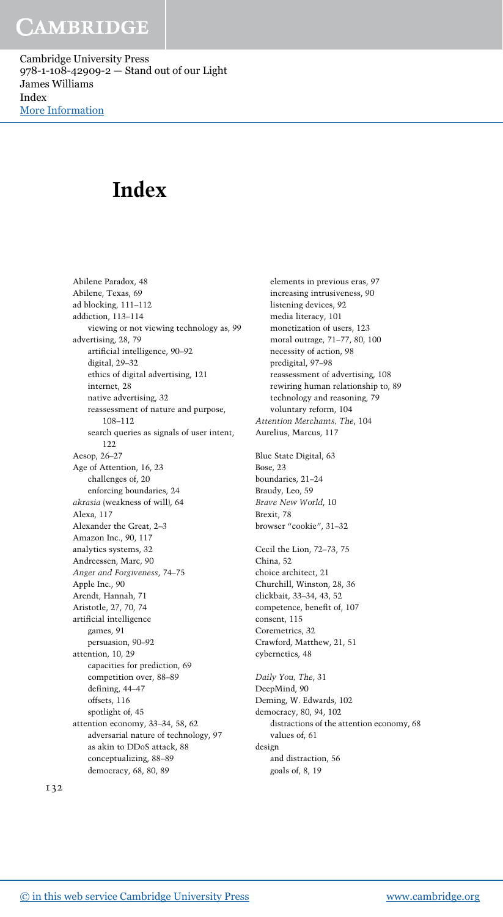# Index

Abilene Paradox, 48
Abilene, Texas, 69
ad blocking, 111–112
addiction, 113–114
    viewing or not viewing technology as, 99
advertising, 28, 79
    artificial intelligence, 90–92
    digital, 29–32
    ethics of digital advertising, 121
    internet, 28
    native advertising, 32
    reassessment of nature and purpose, 108–112
    search queries as signals of user intent, 122
Aesop, 26–27
Age of Attention, 16, 23
    challenges of, 20
    enforcing boundaries, 24
*akrasia* (weakness of will), 64
Alexa, 117
Alexander the Great, 2–3
Amazon Inc., 90, 117
analytics systems, 32
Andreessen, Marc, 90
*Anger and Forgiveness*, 74–75
Apple Inc., 90
Arendt, Hannah, 71
Aristotle, 27, 70, 74
artificial intelligence
    games, 91
    persuasion, 90–92
attention, 10, 29
    capacities for prediction, 69
    competition over, 88–89
    defining, 44–47
    offsets, 116
    spotlight of, 45
attention economy, 33–34, 58, 62
    adversarial nature of technology, 97
    as akin to DDoS attack, 88
    conceptualizing, 88–89
    democracy, 68, 80, 89
    elements in previous eras, 97
    increasing intrusiveness, 90
    listening devices, 92
    media literacy, 101
    monetization of users, 123
    moral outrage, 71–77, 80, 100
    necessity of action, 98
    predigital, 97–98
    reassessment of advertising, 108
    rewiring human relationship to, 89
    technology and reasoning, 79
    voluntary reform, 104
*Attention Merchants, The*, 104
Aurelius, Marcus, 117

Blue State Digital, 63
Bose, 23
boundaries, 21–24
Braudy, Leo, 59
*Brave New World*, 10
Brexit, 78
browser "cookie", 31–32

Cecil the Lion, 72–73, 75
China, 52
choice architect, 21
Churchill, Winston, 28, 36
clickbait, 33–34, 43, 52
competence, benefit of, 107
consent, 115
Coremetrics, 32
Crawford, Matthew, 21, 51
cybernetics, 48

*Daily You, The*, 31
DeepMind, 90
Deming, W. Edwards, 102
democracy, 80, 94, 102
    distractions of the attention economy, 68
    values of, 61
design
    and distraction, 56
    goals of, 8, 19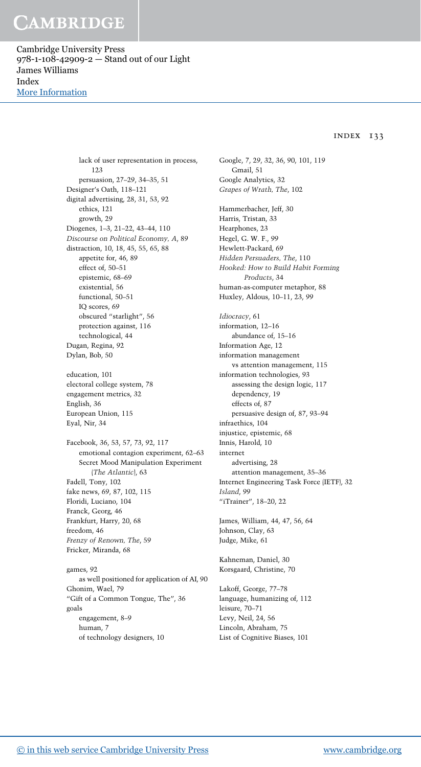lack of user representation in process, 123
persuasion, 27–29, 34–35, 51
Designer's Oath, 118–121
digital advertising, 28, 31, 53, 92
ethics, 121
growth, 29
Diogenes, 1–3, 21–22, 43–44, 110
*Discourse on Political Economy, A*, 89
distraction, 10, 18, 45, 55, 65, 88
appetite for, 46, 89
effect of, 50–51
epistemic, 68–69
existential, 56
functional, 50–51
IQ scores, 69
obscured "starlight", 56
protection against, 116
technological, 44
Dugan, Regina, 92
Dylan, Bob, 50

education, 101
electoral college system, 78
engagement metrics, 32
English, 36
European Union, 115
Eyal, Nir, 34

Facebook, 36, 53, 57, 73, 92, 117
emotional contagion experiment, 62–63
Secret Mood Manipulation Experiment (*The Atlantic*), 63
Fadell, Tony, 102
fake news, 69, 87, 102, 115
Floridi, Luciano, 104
Franck, Georg, 46
Frankfurt, Harry, 20, 68
freedom, 46
*Frenzy of Renown, The*, 59
Fricker, Miranda, 68

games, 92
as well positioned for application of AI, 90
Ghonim, Wael, 79
"Gift of a Common Tongue, The", 36
goals
engagement, 8–9
human, 7
of technology designers, 10

Google, 7, 29, 32, 36, 90, 101, 119
Gmail, 51
Google Analytics, 32
*Grapes of Wrath, The*, 102

Hammerbacher, Jeff, 30
Harris, Tristan, 33
Hearphones, 23
Hegel, G. W. F., 99
Hewlett-Packard, 69
*Hidden Persuaders, The*, 110
*Hooked: How to Build Habit Forming Products*, 34
human-as-computer metaphor, 88
Huxley, Aldous, 10–11, 23, 99

*Idiocracy*, 61
information, 12–16
abundance of, 15–16
Information Age, 12
information management
vs attention management, 115
information technologies, 93
assessing the design logic, 117
dependency, 19
effects of, 87
persuasive design of, 87, 93–94
infraethics, 104
injustice, epistemic, 68
Innis, Harold, 10
internet
advertising, 28
attention management, 35–36
Internet Engineering Task Force (IETF), 32
*Island*, 99
"iTrainer", 18–20, 22

James, William, 44, 47, 56, 64
Johnson, Clay, 63
Judge, Mike, 61

Kahneman, Daniel, 30
Korsgaard, Christine, 70

Lakoff, George, 77–78
language, humanizing of, 112
leisure, 70–71
Levy, Neil, 24, 56
Lincoln, Abraham, 75
List of Cognitive Biases, 101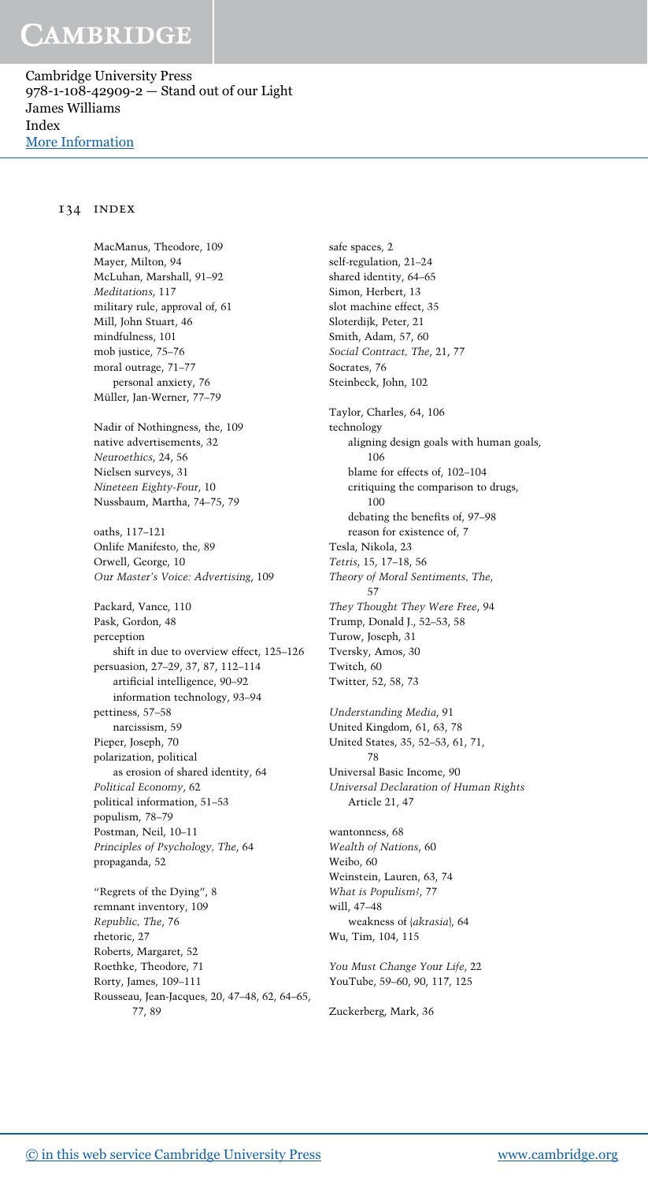MacManus, Theodore, 109
Mayer, Milton, 94
McLuhan, Marshall, 91–92
*Meditations*, 117
military rule, approval of, 61
Mill, John Stuart, 46
mindfulness, 101
mob justice, 75–76
moral outrage, 71–77
    personal anxiety, 76
Müller, Jan-Werner, 77–79

Nadir of Nothingness, the, 109
native advertisements, 32
*Neuroethics*, 24, 56
Nielsen surveys, 31
*Nineteen Eighty-Four*, 10
Nussbaum, Martha, 74–75, 79

oaths, 117–121
Onlife Manifesto, the, 89
Orwell, George, 10
*Our Master's Voice: Advertising*, 109

Packard, Vance, 110
Pask, Gordon, 48
perception
    shift in due to overview effect, 125–126
persuasion, 27–29, 37, 87, 112–114
    artificial intelligence, 90–92
    information technology, 93–94
pettiness, 57–58
    narcissism, 59
Pieper, Joseph, 70
polarization, political
    as erosion of shared identity, 64
*Political Economy*, 62
political information, 51–53
populism, 78–79
Postman, Neil, 10–11
*Principles of Psychology, The*, 64
propaganda, 52

"Regrets of the Dying", 8
remnant inventory, 109
*Republic, The*, 76
rhetoric, 27
Roberts, Margaret, 52
Roethke, Theodore, 71
Rorty, James, 109–111
Rousseau, Jean-Jacques, 20, 47–48, 62, 64–65, 77, 89

safe spaces, 2
self-regulation, 21–24
shared identity, 64–65
Simon, Herbert, 13
slot machine effect, 35
Sloterdijk, Peter, 21
Smith, Adam, 57, 60
*Social Contract, The*, 21, 77
Socrates, 76
Steinbeck, John, 102

Taylor, Charles, 64, 106
technology
    aligning design goals with human goals, 106
    blame for effects of, 102–104
    critiquing the comparison to drugs, 100
    debating the benefits of, 97–98
    reason for existence of, 7
Tesla, Nikola, 23
*Tetris*, 15, 17–18, 56
*Theory of Moral Sentiments, The*, 57
*They Thought They Were Free*, 94
Trump, Donald J., 52–53, 58
Turow, Joseph, 31
Tversky, Amos, 30
Twitch, 60
Twitter, 52, 58, 73

*Understanding Media*, 91
United Kingdom, 61, 63, 78
United States, 35, 52–53, 61, 71, 78
Universal Basic Income, 90
*Universal Declaration of Human Rights*
    Article 21, 47

wantonness, 68
*Wealth of Nations*, 60
Weibo, 60
Weinstein, Lauren, 63, 74
*What is Populism?*, 77
will, 47–48
    weakness of (*akrasia*), 64
Wu, Tim, 104, 115

*You Must Change Your Life*, 22
YouTube, 59–60, 90, 117, 125

Zuckerberg, Mark, 36